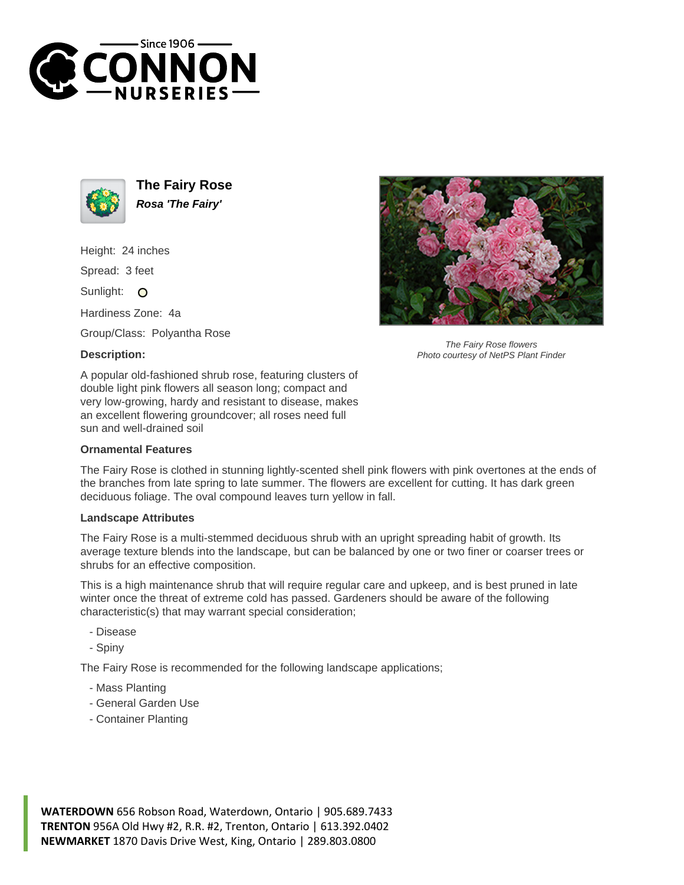# The Fairy Rose

***Rosa 'The Fairy'***

Height: 24 inches

Spread: 3 feet

Sunlight: O

Hardiness Zone: 4a

Group/Class: Polyantha Rose

**Description:**

A popular old-fashioned shrub rose, featuring clusters of double light pink flowers all season long; compact and very low-growing, hardy and resistant to disease, makes an excellent flowering groundcover; all roses need full sun and well-drained soil

*The Fairy Rose flowers*
*Photo courtesy of NetPS Plant Finder*

**Ornamental Features**

The Fairy Rose is clothed in stunning lightly-scented shell pink flowers with pink overtones at the ends of the branches from late spring to late summer. The flowers are excellent for cutting. It has dark green deciduous foliage. The oval compound leaves turn yellow in fall.

**Landscape Attributes**

The Fairy Rose is a multi-stemmed deciduous shrub with an upright spreading habit of growth. Its average texture blends into the landscape, but can be balanced by one or two finer or coarser trees or shrubs for an effective composition.

This is a high maintenance shrub that will require regular care and upkeep, and is best pruned in late winter once the threat of extreme cold has passed. Gardeners should be aware of the following characteristic(s) that may warrant special consideration;

- Disease
- Spiny

The Fairy Rose is recommended for the following landscape applications;

- Mass Planting
- General Garden Use
- Container Planting

**WATERDOWN** 656 Robson Road, Waterdown, Ontario | 905.689.7433
**TRENTON** 956A Old Hwy #2, R.R. #2, Trenton, Ontario | 613.392.0402
**NEWMARKET** 1870 Davis Drive West, King, Ontario | 289.803.0800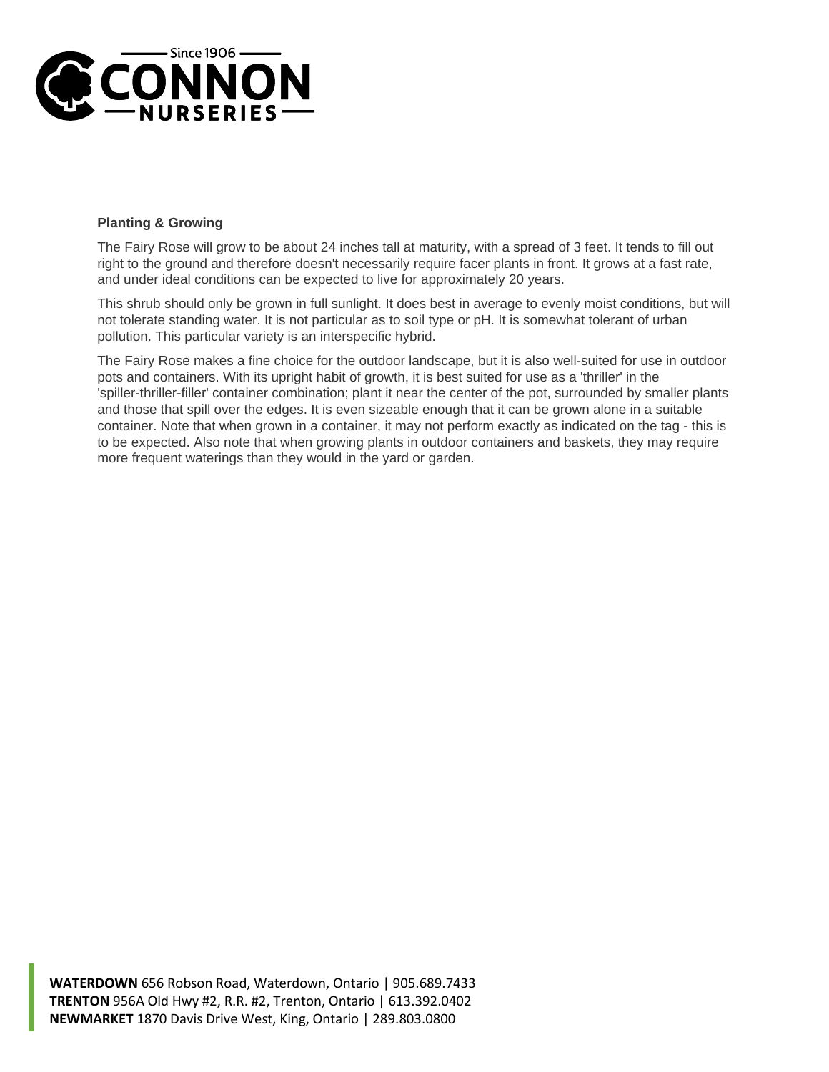### Planting & Growing

The Fairy Rose will grow to be about 24 inches tall at maturity, with a spread of 3 feet. It tends to fill out right to the ground and therefore doesn't necessarily require facer plants in front. It grows at a fast rate, and under ideal conditions can be expected to live for approximately 20 years.

This shrub should only be grown in full sunlight. It does best in average to evenly moist conditions, but will not tolerate standing water. It is not particular as to soil type or pH. It is somewhat tolerant of urban pollution. This particular variety is an interspecific hybrid.

The Fairy Rose makes a fine choice for the outdoor landscape, but it is also well-suited for use in outdoor pots and containers. With its upright habit of growth, it is best suited for use as a 'thriller' in the 'spiller-thriller-filler' container combination; plant it near the center of the pot, surrounded by smaller plants and those that spill over the edges. It is even sizeable enough that it can be grown alone in a suitable container. Note that when grown in a container, it may not perform exactly as indicated on the tag - this is to be expected. Also note that when growing plants in outdoor containers and baskets, they may require more frequent waterings than they would in the yard or garden.